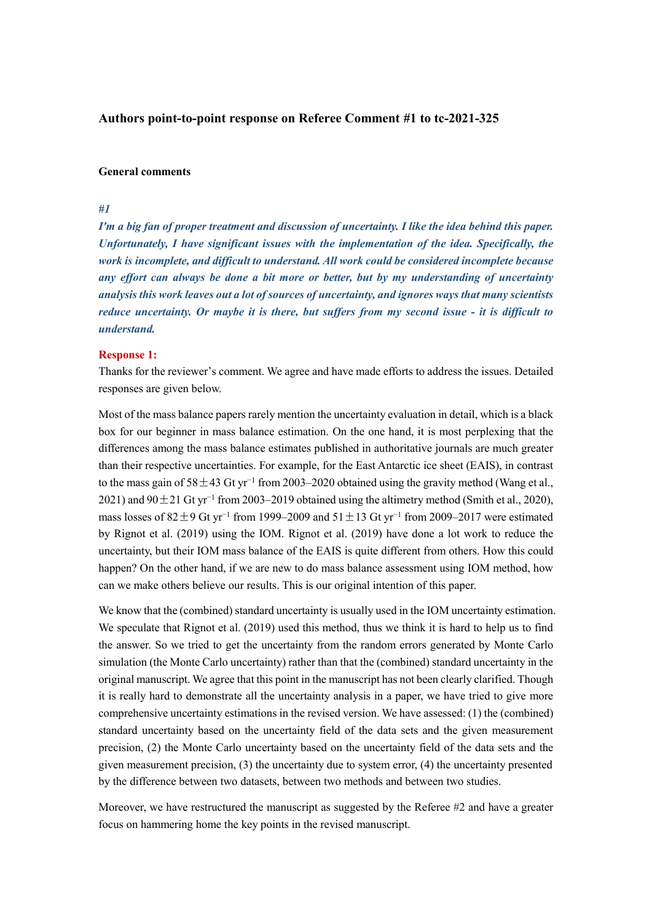### Authors point-to-point response on Referee Comment #1 to tc-2021-325

#### General comments

***#1***

***I'm a big fan of proper treatment and discussion of uncertainty. I like the idea behind this paper. Unfortunately, I have significant issues with the implementation of the idea. Specifically, the work is incomplete, and difficult to understand. All work could be considered incomplete because any effort can always be done a bit more or better, but by my understanding of uncertainty analysis this work leaves out a lot of sources of uncertainty, and ignores ways that many scientists reduce uncertainty. Or maybe it is there, but suffers from my second issue - it is difficult to understand.***

**Response 1:**

Thanks for the reviewer's comment. We agree and have made efforts to address the issues. Detailed responses are given below.

Most of the mass balance papers rarely mention the uncertainty evaluation in detail, which is a black box for our beginner in mass balance estimation. On the one hand, it is most perplexing that the differences among the mass balance estimates published in authoritative journals are much greater than their respective uncertainties. For example, for the East Antarctic ice sheet (EAIS), in contrast to the mass gain of $58 \pm 43$ Gt yr$^{-1}$ from 2003–2020 obtained using the gravity method (Wang et al., 2021) and $90 \pm 21$ Gt yr$^{-1}$ from 2003–2019 obtained using the altimetry method (Smith et al., 2020), mass losses of $82 \pm 9$ Gt yr$^{-1}$ from 1999–2009 and $51 \pm 13$ Gt yr$^{-1}$ from 2009–2017 were estimated by Rignot et al. (2019) using the IOM. Rignot et al. (2019) have done a lot work to reduce the uncertainty, but their IOM mass balance of the EAIS is quite different from others. How this could happen? On the other hand, if we are new to do mass balance assessment using IOM method, how can we make others believe our results. This is our original intention of this paper.

We know that the (combined) standard uncertainty is usually used in the IOM uncertainty estimation. We speculate that Rignot et al. (2019) used this method, thus we think it is hard to help us to find the answer. So we tried to get the uncertainty from the random errors generated by Monte Carlo simulation (the Monte Carlo uncertainty) rather than that the (combined) standard uncertainty in the original manuscript. We agree that this point in the manuscript has not been clearly clarified. Though it is really hard to demonstrate all the uncertainty analysis in a paper, we have tried to give more comprehensive uncertainty estimations in the revised version. We have assessed: (1) the (combined) standard uncertainty based on the uncertainty field of the data sets and the given measurement precision, (2) the Monte Carlo uncertainty based on the uncertainty field of the data sets and the given measurement precision, (3) the uncertainty due to system error, (4) the uncertainty presented by the difference between two datasets, between two methods and between two studies.

Moreover, we have restructured the manuscript as suggested by the Referee #2 and have a greater focus on hammering home the key points in the revised manuscript.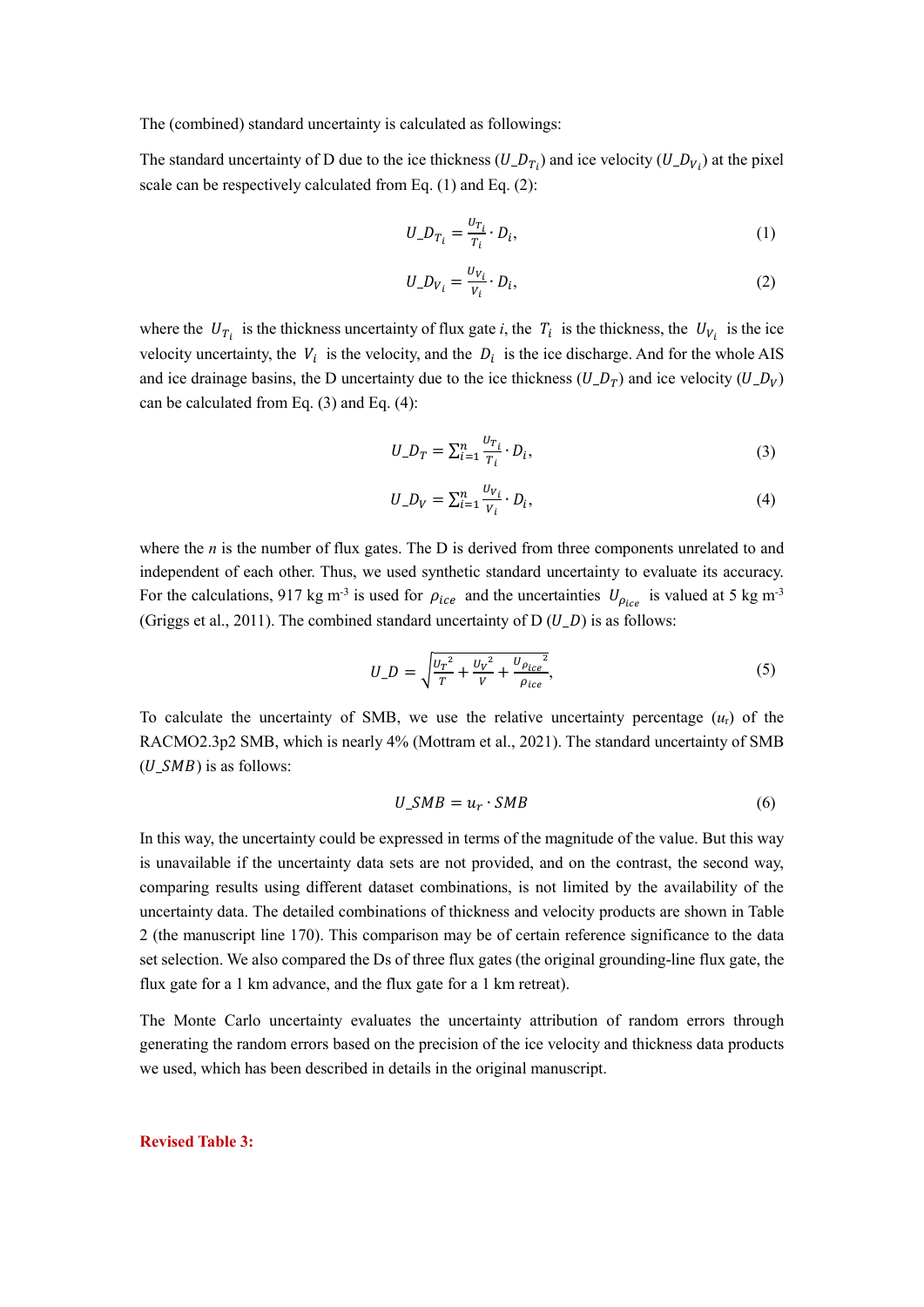The (combined) standard uncertainty is calculated as followings:

The standard uncertainty of D due to the ice thickness ($U\_D_{T_i}$) and ice velocity ($U\_D_{V_i}$) at the pixel scale can be respectively calculated from Eq. (1) and Eq. (2):

$$U\_D_{T_i} = \frac{U_{T_i}}{T_i} \cdot D_i, \tag{1}$$

$$U\_D_{V_i} = \frac{U_{V_i}}{V_i} \cdot D_i, \tag{2}$$

where the $U_{T_i}$ is the thickness uncertainty of flux gate *i*, the $T_i$ is the thickness, the $U_{V_i}$ is the ice velocity uncertainty, the $V_i$ is the velocity, and the $D_i$ is the ice discharge. And for the whole AIS and ice drainage basins, the D uncertainty due to the ice thickness ($U\_D_T$) and ice velocity ($U\_D_V$) can be calculated from Eq. (3) and Eq. (4):

$$U\_D_T = \sum_{i=1}^{n} \frac{U_{T_i}}{T_i} \cdot D_i, \tag{3}$$

$$U\_D_V = \sum_{i=1}^{n} \frac{U_{V_i}}{V_i} \cdot D_i, \tag{4}$$

where the *n* is the number of flux gates. The D is derived from three components unrelated to and independent of each other. Thus, we used synthetic standard uncertainty to evaluate its accuracy. For the calculations, 917 kg m$^{-3}$ is used for $\rho_{ice}$ and the uncertainties $U_{\rho_{ice}}$ is valued at 5 kg m$^{-3}$ (Griggs et al., 2011). The combined standard uncertainty of D ($U\_D$) is as follows:

$$U\_D = \sqrt{\frac{{U_T}^2}{T} + \frac{{U_V}^2}{V} + \frac{{U_{\rho_{ice}}}^2}{\rho_{ice}}}, \tag{5}$$

To calculate the uncertainty of SMB, we use the relative uncertainty percentage ($u_r$) of the RACMO2.3p2 SMB, which is nearly 4% (Mottram et al., 2021). The standard uncertainty of SMB ($U\_SMB$) is as follows:

$$U\_SMB = u_r \cdot SMB \tag{6}$$

In this way, the uncertainty could be expressed in terms of the magnitude of the value. But this way is unavailable if the uncertainty data sets are not provided, and on the contrast, the second way, comparing results using different dataset combinations, is not limited by the availability of the uncertainty data. The detailed combinations of thickness and velocity products are shown in Table 2 (the manuscript line 170). This comparison may be of certain reference significance to the data set selection. We also compared the Ds of three flux gates (the original grounding-line flux gate, the flux gate for a 1 km advance, and the flux gate for a 1 km retreat).

The Monte Carlo uncertainty evaluates the uncertainty attribution of random errors through generating the random errors based on the precision of the ice velocity and thickness data products we used, which has been described in details in the original manuscript.

**Revised Table 3:**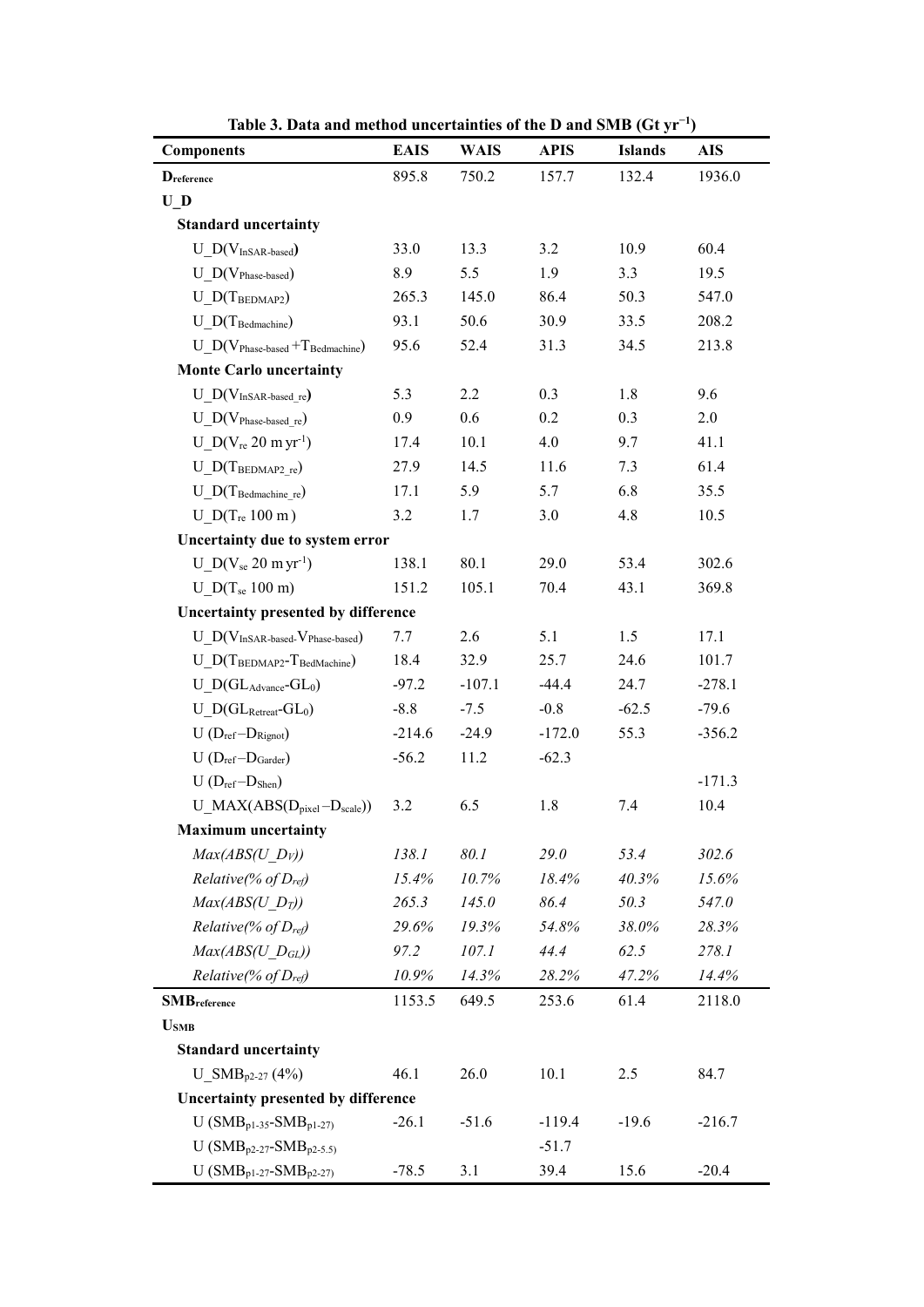**Table 3. Data and method uncertainties of the D and SMB (Gt yr$^{-1}$)**

| Components | EAIS | WAIS | APIS | Islands | AIS |
|---|---|---|---|---|---|
| **$D_{reference}$** | 895.8 | 750.2 | 157.7 | 132.4 | 1936.0 |
| **U_D** | | | | | |
| **Standard uncertainty** | | | | | |
| U_D($V_{InSAR\text{-}based}$) | 33.0 | 13.3 | 3.2 | 10.9 | 60.4 |
| U_D($V_{Phase\text{-}based}$) | 8.9 | 5.5 | 1.9 | 3.3 | 19.5 |
| U_D($T_{BEDMAP2}$) | 265.3 | 145.0 | 86.4 | 50.3 | 547.0 |
| U_D($T_{Bedmachine}$) | 93.1 | 50.6 | 30.9 | 33.5 | 208.2 |
| U_D($V_{Phase\text{-}based}$ +$T_{Bedmachine}$) | 95.6 | 52.4 | 31.3 | 34.5 | 213.8 |
| **Monte Carlo uncertainty** | | | | | |
| U_D($V_{InSAR\text{-}based\_re}$) | 5.3 | 2.2 | 0.3 | 1.8 | 9.6 |
| U_D($V_{Phase\text{-}based\_re}$) | 0.9 | 0.6 | 0.2 | 0.3 | 2.0 |
| U_D($V_{re}$ 20 m yr$^{-1}$) | 17.4 | 10.1 | 4.0 | 9.7 | 41.1 |
| U_D($T_{BEDMAP2\_re}$) | 27.9 | 14.5 | 11.6 | 7.3 | 61.4 |
| U_D($T_{Bedmachine\_re}$) | 17.1 | 5.9 | 5.7 | 6.8 | 35.5 |
| U_D($T_{re}$ 100 m ) | 3.2 | 1.7 | 3.0 | 4.8 | 10.5 |
| **Uncertainty due to system error** | | | | | |
| U_D($V_{se}$ 20 m yr$^{-1}$) | 138.1 | 80.1 | 29.0 | 53.4 | 302.6 |
| U_D($T_{se}$ 100 m) | 151.2 | 105.1 | 70.4 | 43.1 | 369.8 |
| **Uncertainty presented by difference** | | | | | |
| U_D($V_{InSAR\text{-}based}$-$V_{Phase\text{-}based}$) | 7.7 | 2.6 | 5.1 | 1.5 | 17.1 |
| U_D($T_{BEDMAP2}$-$T_{BedMachine}$) | 18.4 | 32.9 | 25.7 | 24.6 | 101.7 |
| U_D($GL_{Advance}$-$GL_0$) | -97.2 | -107.1 | -44.4 | 24.7 | -278.1 |
| U_D($GL_{Retreat}$-$GL_0$) | -8.8 | -7.5 | -0.8 | -62.5 | -79.6 |
| U ($D_{ref}$−$D_{Rignot}$) | -214.6 | -24.9 | -172.0 | 55.3 | -356.2 |
| U ($D_{ref}$−$D_{Garder}$) | -56.2 | 11.2 | -62.3 | | |
| U ($D_{ref}$−$D_{Shen}$) | | | | | -171.3 |
| U_MAX(ABS($D_{pixel}$−$D_{scale}$)) | 3.2 | 6.5 | 1.8 | 7.4 | 10.4 |
| **Maximum uncertainty** | | | | | |
| *Max(ABS(U_$D_V$))* | *138.1* | *80.1* | *29.0* | *53.4* | *302.6* |
| *Relative(% of $D_{ref}$)* | *15.4%* | *10.7%* | *18.4%* | *40.3%* | *15.6%* |
| *Max(ABS(U_$D_T$))* | *265.3* | *145.0* | *86.4* | *50.3* | *547.0* |
| *Relative(% of $D_{ref}$)* | *29.6%* | *19.3%* | *54.8%* | *38.0%* | *28.3%* |
| *Max(ABS(U_$D_{GL}$))* | *97.2* | *107.1* | *44.4* | *62.5* | *278.1* |
| *Relative(% of $D_{ref}$)* | *10.9%* | *14.3%* | *28.2%* | *47.2%* | *14.4%* |
| **$SMB_{reference}$** | 1153.5 | 649.5 | 253.6 | 61.4 | 2118.0 |
| **$U_{SMB}$** | | | | | |
| **Standard uncertainty** | | | | | |
| U_$SMB_{p2\text{-}27}$ (4%) | 46.1 | 26.0 | 10.1 | 2.5 | 84.7 |
| **Uncertainty presented by difference** | | | | | |
| U ($SMB_{p1\text{-}35}$-$SMB_{p1\text{-}27}$) | -26.1 | -51.6 | -119.4 | -19.6 | -216.7 |
| U ($SMB_{p2\text{-}27}$-$SMB_{p2\text{-}5.5}$) | | | -51.7 | | |
| U ($SMB_{p1\text{-}27}$-$SMB_{p2\text{-}27}$) | -78.5 | 3.1 | 39.4 | 15.6 | -20.4 |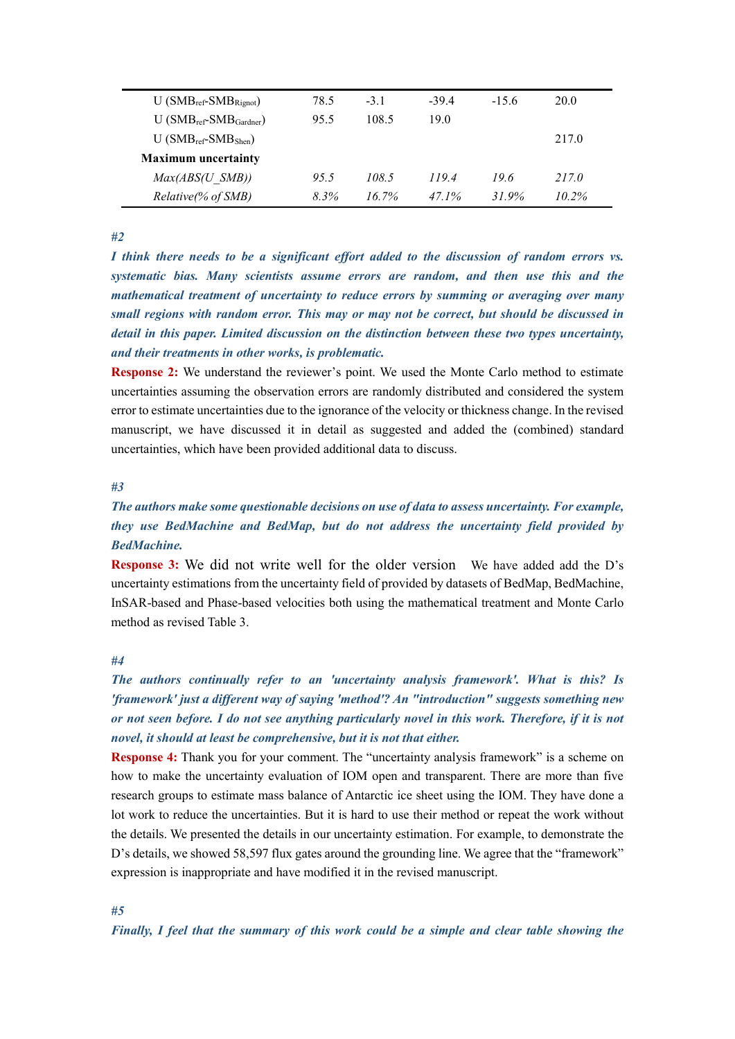| | | | | | |
|---|---|---|---|---|---|
| U ($SMB_{ref}$-$SMB_{Rignot}$) | 78.5 | -3.1 | -39.4 | -15.6 | 20.0 |
| U ($SMB_{ref}$-$SMB_{Gardner}$) | 95.5 | 108.5 | 19.0 | | |
| U ($SMB_{ref}$-$SMB_{Shen}$) | | | | | 217.0 |
| **Maximum uncertainty** | | | | | |
| *Max(ABS(U_SMB))* | *95.5* | *108.5* | *119.4* | *19.6* | *217.0* |
| *Relative(% of SMB)* | *8.3%* | *16.7%* | *47.1%* | *31.9%* | *10.2%* |

***#2***

***I think there needs to be a significant effort added to the discussion of random errors vs. systematic bias. Many scientists assume errors are random, and then use this and the mathematical treatment of uncertainty to reduce errors by summing or averaging over many small regions with random error. This may or may not be correct, but should be discussed in detail in this paper. Limited discussion on the distinction between these two types uncertainty, and their treatments in other works, is problematic.***

**Response 2:** We understand the reviewer's point. We used the Monte Carlo method to estimate uncertainties assuming the observation errors are randomly distributed and considered the system error to estimate uncertainties due to the ignorance of the velocity or thickness change. In the revised manuscript, we have discussed it in detail as suggested and added the (combined) standard uncertainties, which have been provided additional data to discuss.

***#3***

***The authors make some questionable decisions on use of data to assess uncertainty. For example, they use BedMachine and BedMap, but do not address the uncertainty field provided by BedMachine.***

**Response 3:** We did not write well for the older version We have added add the D's uncertainty estimations from the uncertainty field of provided by datasets of BedMap, BedMachine, InSAR-based and Phase-based velocities both using the mathematical treatment and Monte Carlo method as revised Table 3.

***#4***

***The authors continually refer to an 'uncertainty analysis framework'. What is this? Is 'framework' just a different way of saying 'method'? An "introduction" suggests something new or not seen before. I do not see anything particularly novel in this work. Therefore, if it is not novel, it should at least be comprehensive, but it is not that either.***

**Response 4:** Thank you for your comment. The "uncertainty analysis framework" is a scheme on how to make the uncertainty evaluation of IOM open and transparent. There are more than five research groups to estimate mass balance of Antarctic ice sheet using the IOM. They have done a lot work to reduce the uncertainties. But it is hard to use their method or repeat the work without the details. We presented the details in our uncertainty estimation. For example, to demonstrate the D's details, we showed 58,597 flux gates around the grounding line. We agree that the "framework" expression is inappropriate and have modified it in the revised manuscript.

***#5***

***Finally, I feel that the summary of this work could be a simple and clear table showing the***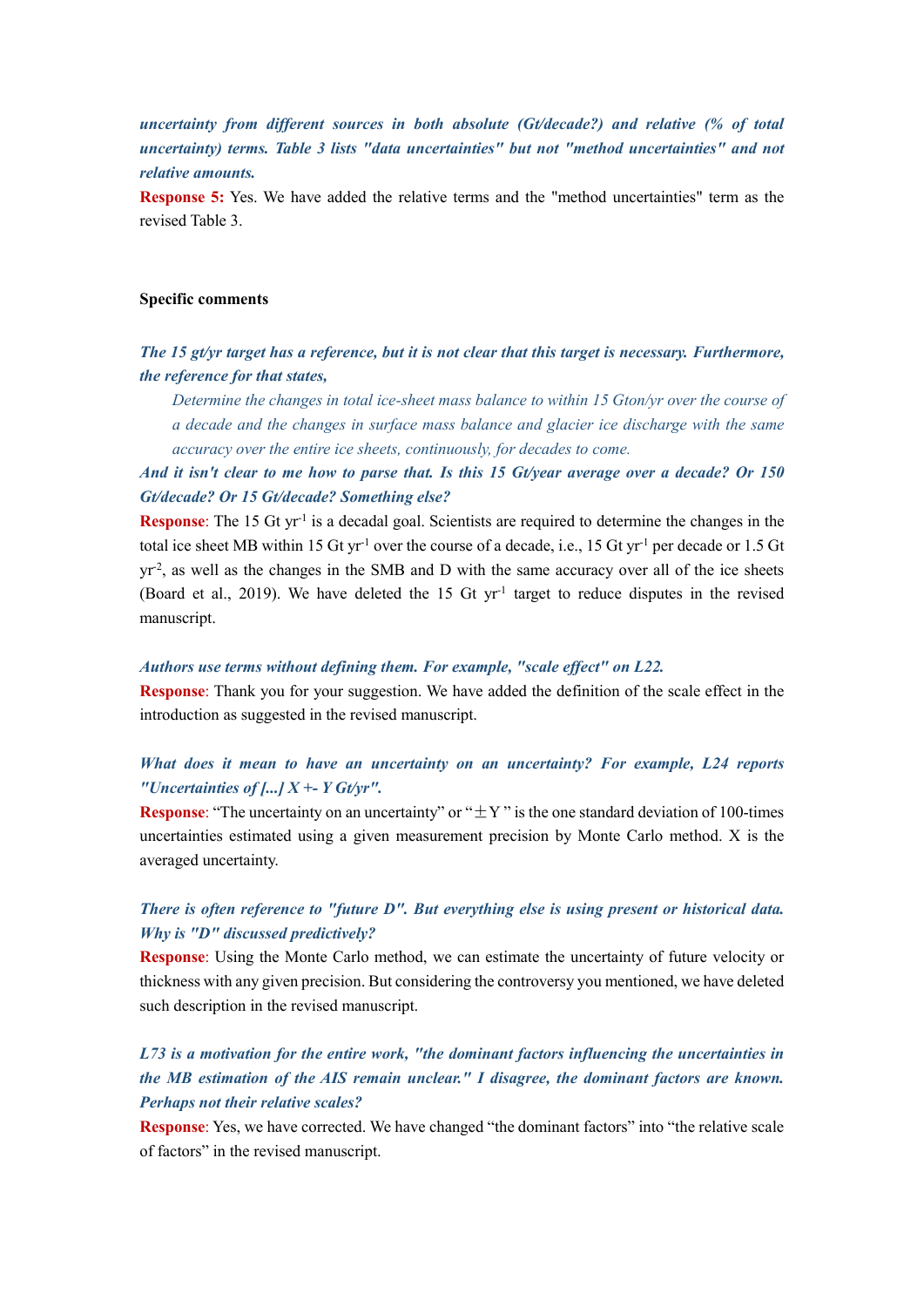***uncertainty from different sources in both absolute (Gt/decade?) and relative (% of total uncertainty) terms. Table 3 lists "data uncertainties" but not "method uncertainties" and not relative amounts.***

**Response 5:** Yes. We have added the relative terms and the "method uncertainties" term as the revised Table 3.

**Specific comments**

***The 15 gt/yr target has a reference, but it is not clear that this target is necessary. Furthermore, the reference for that states,***

> *Determine the changes in total ice-sheet mass balance to within 15 Gton/yr over the course of a decade and the changes in surface mass balance and glacier ice discharge with the same accuracy over the entire ice sheets, continuously, for decades to come.*

***And it isn't clear to me how to parse that. Is this 15 Gt/year average over a decade? Or 150 Gt/decade? Or 15 Gt/decade? Something else?***

**Response**: The 15 Gt $yr^{-1}$ is a decadal goal. Scientists are required to determine the changes in the total ice sheet MB within 15 Gt $yr^{-1}$ over the course of a decade, i.e., 15 Gt $yr^{-1}$ per decade or 1.5 Gt $yr^{-2}$, as well as the changes in the SMB and D with the same accuracy over all of the ice sheets (Board et al., 2019). We have deleted the 15 Gt $yr^{-1}$ target to reduce disputes in the revised manuscript.

***Authors use terms without defining them. For example, "scale effect" on L22.***

**Response**: Thank you for your suggestion. We have added the definition of the scale effect in the introduction as suggested in the revised manuscript.

***What does it mean to have an uncertainty on an uncertainty? For example, L24 reports "Uncertainties of [...] X +- Y Gt/yr".***

**Response**: "The uncertainty on an uncertainty" or "±Y" is the one standard deviation of 100-times uncertainties estimated using a given measurement precision by Monte Carlo method. X is the averaged uncertainty.

***There is often reference to "future D". But everything else is using present or historical data. Why is "D" discussed predictively?***

**Response**: Using the Monte Carlo method, we can estimate the uncertainty of future velocity or thickness with any given precision. But considering the controversy you mentioned, we have deleted such description in the revised manuscript.

***L73 is a motivation for the entire work, "the dominant factors influencing the uncertainties in the MB estimation of the AIS remain unclear." I disagree, the dominant factors are known. Perhaps not their relative scales?***

**Response**: Yes, we have corrected. We have changed "the dominant factors" into "the relative scale of factors" in the revised manuscript.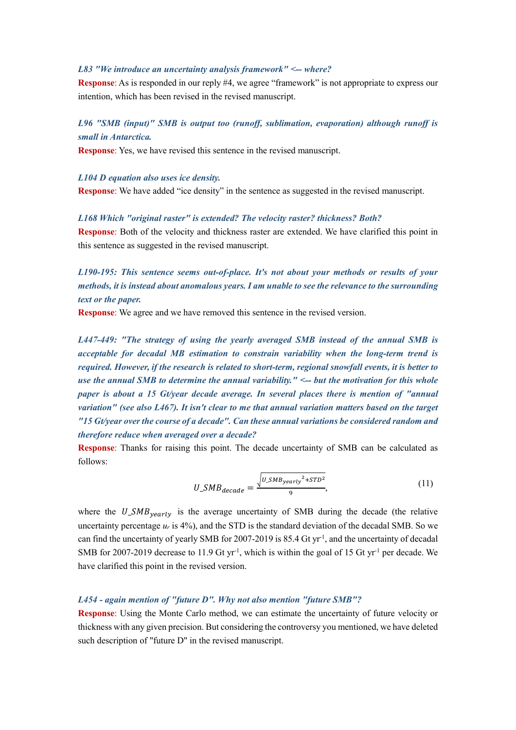***L83 "We introduce an uncertainty analysis framework" <-- where?***

**Response**: As is responded in our reply #4, we agree "framework" is not appropriate to express our intention, which has been revised in the revised manuscript.

***L96 "SMB (input)" SMB is output too (runoff, sublimation, evaporation) although runoff is small in Antarctica.***

**Response**: Yes, we have revised this sentence in the revised manuscript.

***L104 D equation also uses ice density.***

**Response**: We have added "ice density" in the sentence as suggested in the revised manuscript.

***L168 Which "original raster" is extended? The velocity raster? thickness? Both?***

**Response**: Both of the velocity and thickness raster are extended. We have clarified this point in this sentence as suggested in the revised manuscript.

***L190-195: This sentence seems out-of-place. It's not about your methods or results of your methods, it is instead about anomalous years. I am unable to see the relevance to the surrounding text or the paper.***

**Response**: We agree and we have removed this sentence in the revised version.

***L447-449: "The strategy of using the yearly averaged SMB instead of the annual SMB is acceptable for decadal MB estimation to constrain variability when the long-term trend is required. However, if the research is related to short-term, regional snowfall events, it is better to use the annual SMB to determine the annual variability." <-- but the motivation for this whole paper is about a 15 Gt/year decade average. In several places there is mention of "annual variation" (see also L467). It isn't clear to me that annual variation matters based on the target "15 Gt/year over the course of a decade". Can these annual variations be considered random and therefore reduce when averaged over a decade?***

**Response**: Thanks for raising this point. The decade uncertainty of SMB can be calculated as follows:

$$U\_SMB_{decade} = \frac{\sqrt{U\_SMB_{yearly}{}^2 + STD^2}}{9}, \tag{11}$$

where the $U\_SMB_{yearly}$ is the average uncertainty of SMB during the decade (the relative uncertainty percentage $u_r$ is 4%), and the STD is the standard deviation of the decadal SMB. So we can find the uncertainty of yearly SMB for 2007-2019 is 85.4 Gt yr$^{-1}$, and the uncertainty of decadal SMB for 2007-2019 decrease to 11.9 Gt yr$^{-1}$, which is within the goal of 15 Gt yr$^{-1}$ per decade. We have clarified this point in the revised version.

***L454 - again mention of "future D". Why not also mention "future SMB"?***

**Response**: Using the Monte Carlo method, we can estimate the uncertainty of future velocity or thickness with any given precision. But considering the controversy you mentioned, we have deleted such description of "future D" in the revised manuscript.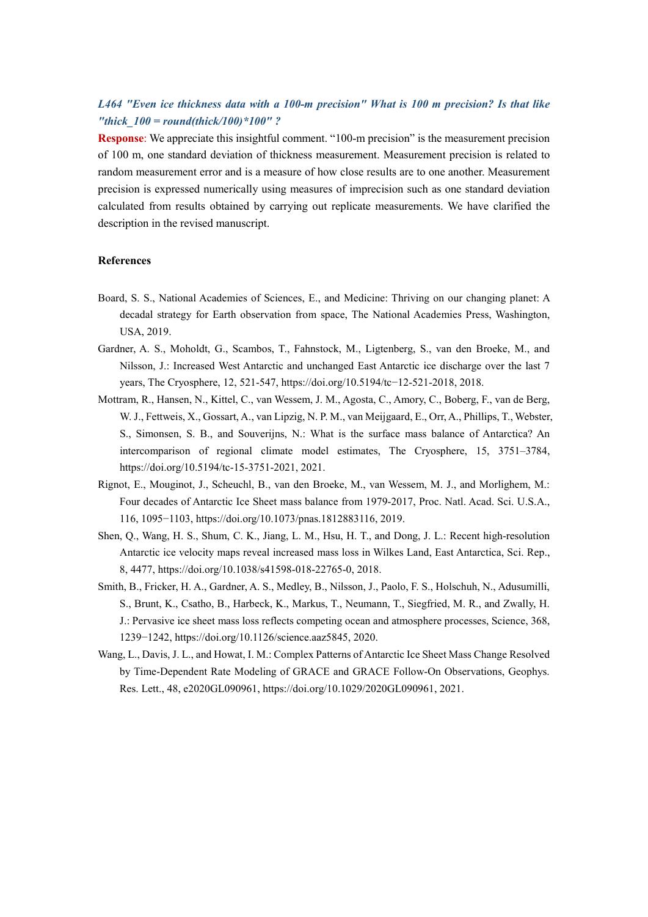*L464 "Even ice thickness data with a 100-m precision" What is 100 m precision? Is that like "thick_100 = round(thick/100)*100" ?*

**Response**: We appreciate this insightful comment. “100-m precision” is the measurement precision of 100 m, one standard deviation of thickness measurement. Measurement precision is related to random measurement error and is a measure of how close results are to one another. Measurement precision is expressed numerically using measures of imprecision such as one standard deviation calculated from results obtained by carrying out replicate measurements. We have clarified the description in the revised manuscript.

## References

Board, S. S., National Academies of Sciences, E., and Medicine: Thriving on our changing planet: A decadal strategy for Earth observation from space, The National Academies Press, Washington, USA, 2019.

Gardner, A. S., Moholdt, G., Scambos, T., Fahnstock, M., Ligtenberg, S., van den Broeke, M., and Nilsson, J.: Increased West Antarctic and unchanged East Antarctic ice discharge over the last 7 years, The Cryosphere, 12, 521-547, https://doi.org/10.5194/tc−12-521-2018, 2018.

Mottram, R., Hansen, N., Kittel, C., van Wessem, J. M., Agosta, C., Amory, C., Boberg, F., van de Berg, W. J., Fettweis, X., Gossart, A., van Lipzig, N. P. M., van Meijgaard, E., Orr, A., Phillips, T., Webster, S., Simonsen, S. B., and Souverijns, N.: What is the surface mass balance of Antarctica? An intercomparison of regional climate model estimates, The Cryosphere, 15, 3751–3784, https://doi.org/10.5194/tc-15-3751-2021, 2021.

Rignot, E., Mouginot, J., Scheuchl, B., van den Broeke, M., van Wessem, M. J., and Morlighem, M.: Four decades of Antarctic Ice Sheet mass balance from 1979-2017, Proc. Natl. Acad. Sci. U.S.A., 116, 1095−1103, https://doi.org/10.1073/pnas.1812883116, 2019.

Shen, Q., Wang, H. S., Shum, C. K., Jiang, L. M., Hsu, H. T., and Dong, J. L.: Recent high-resolution Antarctic ice velocity maps reveal increased mass loss in Wilkes Land, East Antarctica, Sci. Rep., 8, 4477, https://doi.org/10.1038/s41598-018-22765-0, 2018.

Smith, B., Fricker, H. A., Gardner, A. S., Medley, B., Nilsson, J., Paolo, F. S., Holschuh, N., Adusumilli, S., Brunt, K., Csatho, B., Harbeck, K., Markus, T., Neumann, T., Siegfried, M. R., and Zwally, H. J.: Pervasive ice sheet mass loss reflects competing ocean and atmosphere processes, Science, 368, 1239−1242, https://doi.org/10.1126/science.aaz5845, 2020.

Wang, L., Davis, J. L., and Howat, I. M.: Complex Patterns of Antarctic Ice Sheet Mass Change Resolved by Time-Dependent Rate Modeling of GRACE and GRACE Follow-On Observations, Geophys. Res. Lett., 48, e2020GL090961, https://doi.org/10.1029/2020GL090961, 2021.